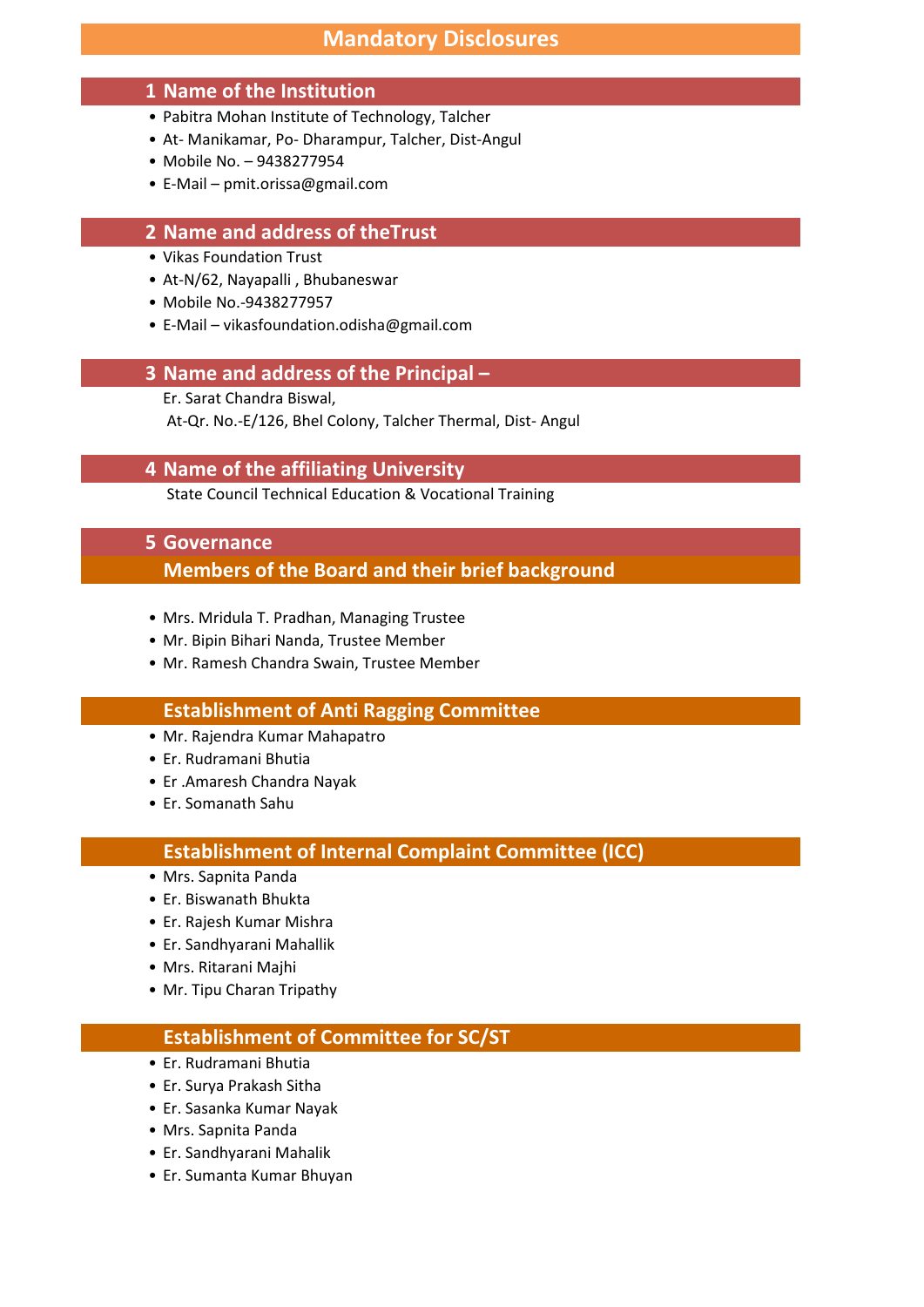# Mandatory Disclosures

## 1 Name of the Institution

- Pabitra Mohan Institute of Technology, Talcher
- At- Manikamar, Po- Dharampur, Talcher, Dist-Angul
- Mobile No. – 9438277954
- E-Mail – pmit.orissa@gmail.com

## 2 Name and address of theTrust

- Vikas Foundation Trust
- At-N/62, Nayapalli , Bhubaneswar
- Mobile No.-9438277957
- E-Mail – vikasfoundation.odisha@gmail.com

## 3 Name and address of the Principal –

Er. Sarat Chandra Biswal,
At-Qr. No.-E/126, Bhel Colony, Talcher Thermal, Dist- Angul

## 4 Name of the affiliating University

State Council Technical Education & Vocational Training

## 5 Governance

### Members of the Board and their brief background

- Mrs. Mridula T. Pradhan, Managing Trustee
- Mr. Bipin Bihari Nanda, Trustee Member
- Mr. Ramesh Chandra Swain, Trustee Member

### Establishment of Anti Ragging Committee

- Mr. Rajendra Kumar Mahapatro
- Er. Rudramani Bhutia
- Er .Amaresh Chandra Nayak
- Er. Somanath Sahu

### Establishment of Internal Complaint Committee (ICC)

- Mrs. Sapnita Panda
- Er. Biswanath Bhukta
- Er. Rajesh Kumar Mishra
- Er. Sandhyarani Mahallik
- Mrs. Ritarani Majhi
- Mr. Tipu Charan Tripathy

### Establishment of Committee for SC/ST

- Er. Rudramani Bhutia
- Er. Surya Prakash Sitha
- Er. Sasanka Kumar Nayak
- Mrs. Sapnita Panda
- Er. Sandhyarani Mahalik
- Er. Sumanta Kumar Bhuyan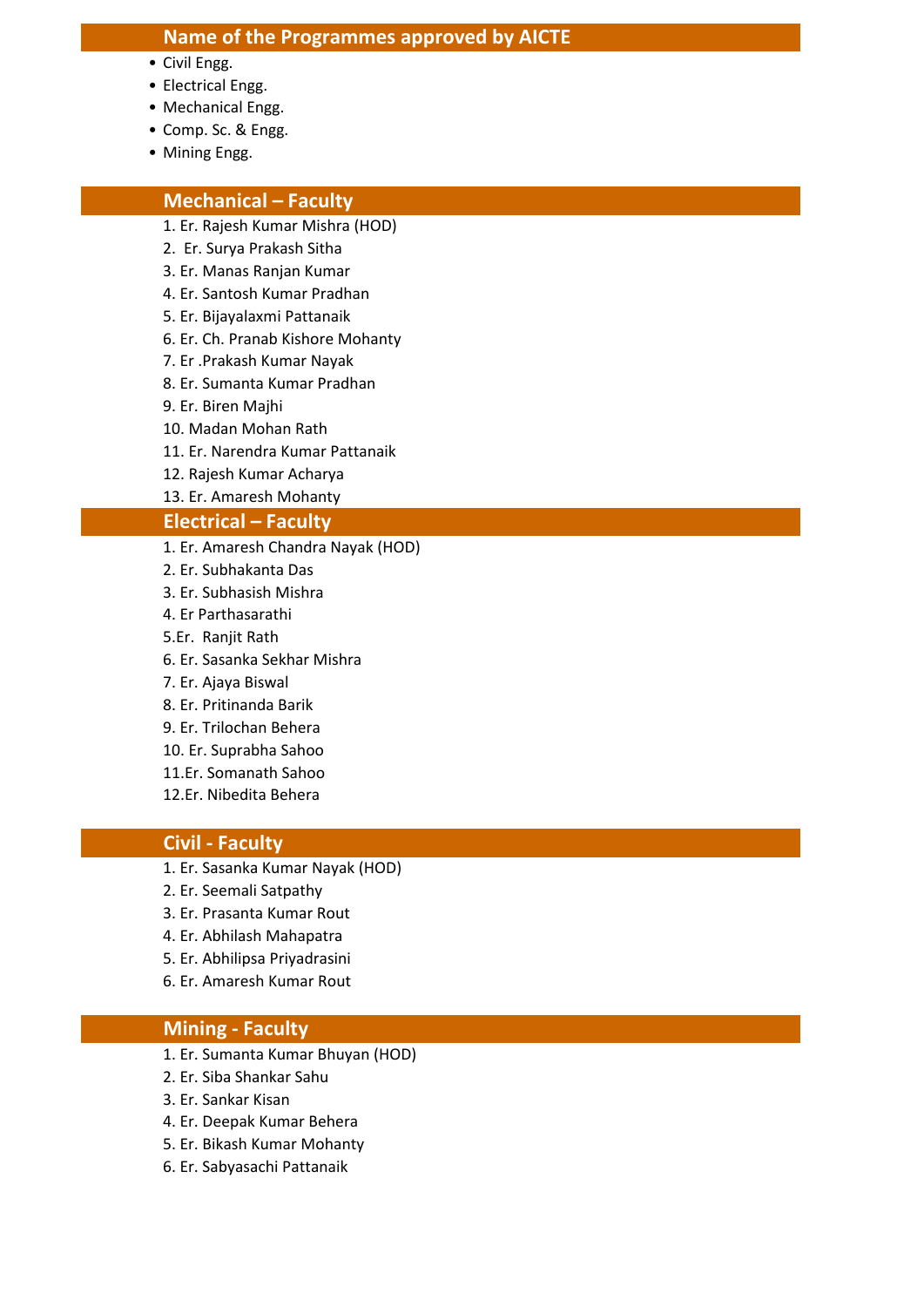## Name of the Programmes approved by AICTE

- Civil Engg.
- Electrical Engg.
- Mechanical Engg.
- Comp. Sc. & Engg.
- Mining Engg.

## Mechanical – Faculty

1. Er. Rajesh Kumar Mishra (HOD)
2. Er. Surya Prakash Sitha
3. Er. Manas Ranjan Kumar
4. Er. Santosh Kumar Pradhan
5. Er. Bijayalaxmi Pattanaik
6. Er. Ch. Pranab Kishore Mohanty
7. Er .Prakash Kumar Nayak
8. Er. Sumanta Kumar Pradhan
9. Er. Biren Majhi
10. Madan Mohan Rath
11. Er. Narendra Kumar Pattanaik
12. Rajesh Kumar Acharya
13. Er. Amaresh Mohanty

## Electrical – Faculty

1. Er. Amaresh Chandra Nayak (HOD)
2. Er. Subhakanta Das
3. Er. Subhasish Mishra
4. Er Parthasarathi
5. Er. Ranjit Rath
6. Er. Sasanka Sekhar Mishra
7. Er. Ajaya Biswal
8. Er. Pritinanda Barik
9. Er. Trilochan Behera
10. Er. Suprabha Sahoo
11. Er. Somanath Sahoo
12. Er. Nibedita Behera

## Civil - Faculty

1. Er. Sasanka Kumar Nayak (HOD)
2. Er. Seemali Satpathy
3. Er. Prasanta Kumar Rout
4. Er. Abhilash Mahapatra
5. Er. Abhilipsa Priyadrasini
6. Er. Amaresh Kumar Rout

## Mining - Faculty

1. Er. Sumanta Kumar Bhuyan (HOD)
2. Er. Siba Shankar Sahu
3. Er. Sankar Kisan
4. Er. Deepak Kumar Behera
5. Er. Bikash Kumar Mohanty
6. Er. Sabyasachi Pattanaik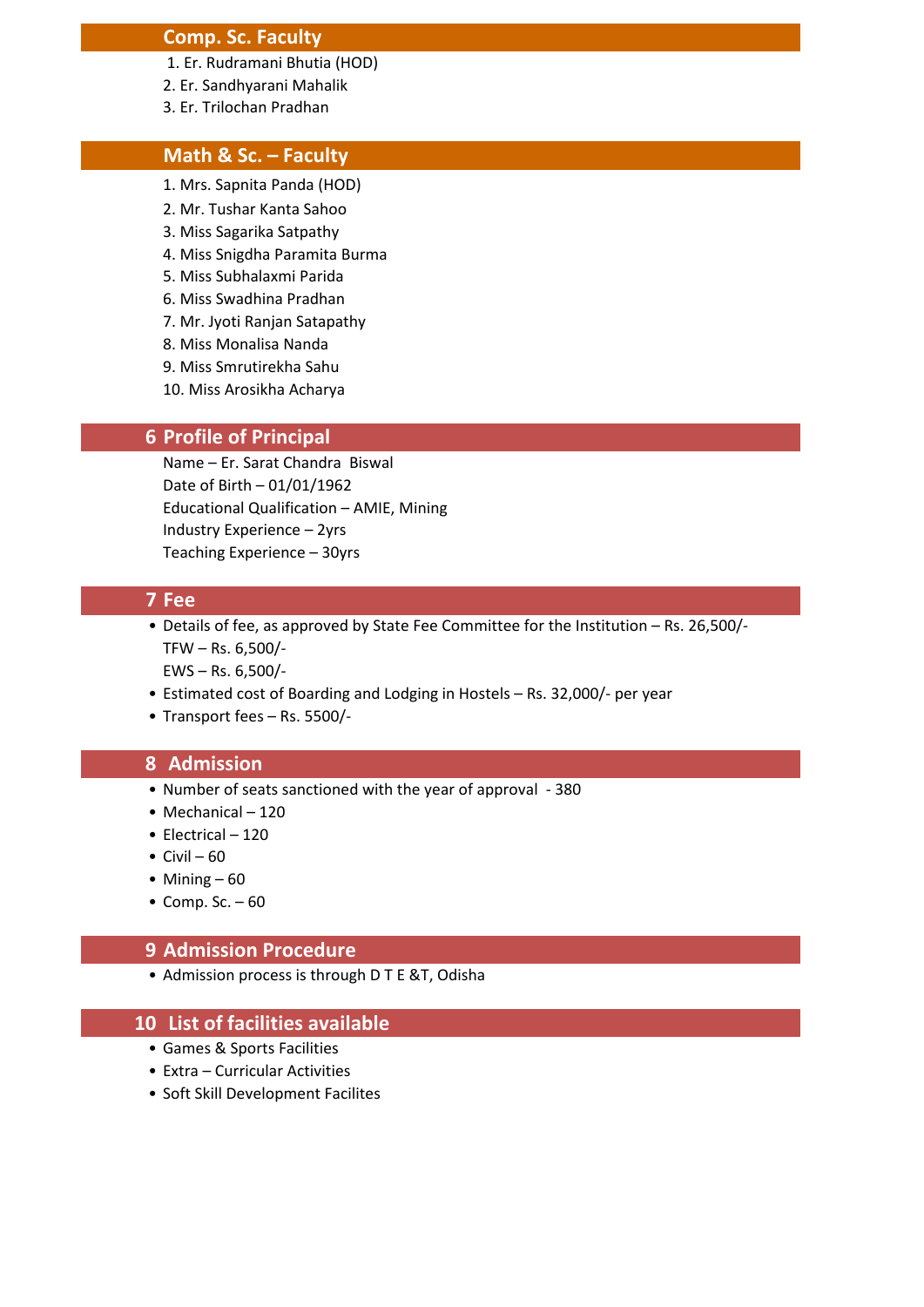## Comp. Sc. Faculty

1. Er. Rudramani Bhutia (HOD)
2. Er. Sandhyarani Mahalik
3. Er. Trilochan Pradhan

## Math & Sc. – Faculty

1. Mrs. Sapnita Panda (HOD)
2. Mr. Tushar Kanta Sahoo
3. Miss Sagarika Satpathy
4. Miss Snigdha Paramita Burma
5. Miss Subhalaxmi Parida
6. Miss Swadhina Pradhan
7. Mr. Jyoti Ranjan Satapathy
8. Miss Monalisa Nanda
9. Miss Smrutirekha Sahu
10. Miss Arosikha Acharya

## 6 Profile of Principal

Name – Er. Sarat Chandra Biswal
Date of Birth – 01/01/1962
Educational Qualification – AMIE, Mining
Industry Experience – 2yrs
Teaching Experience – 30yrs

## 7 Fee

- Details of fee, as approved by State Fee Committee for the Institution – Rs. 26,500/-
  TFW – Rs. 6,500/-
  EWS – Rs. 6,500/-
- Estimated cost of Boarding and Lodging in Hostels – Rs. 32,000/- per year
- Transport fees – Rs. 5500/-

## 8 Admission

- Number of seats sanctioned with the year of approval - 380
- Mechanical – 120
- Electrical – 120
- Civil – 60
- Mining – 60
- Comp. Sc. – 60

## 9 Admission Procedure

- Admission process is through D T E &T, Odisha

## 10 List of facilities available

- Games & Sports Facilities
- Extra – Curricular Activities
- Soft Skill Development Facilites